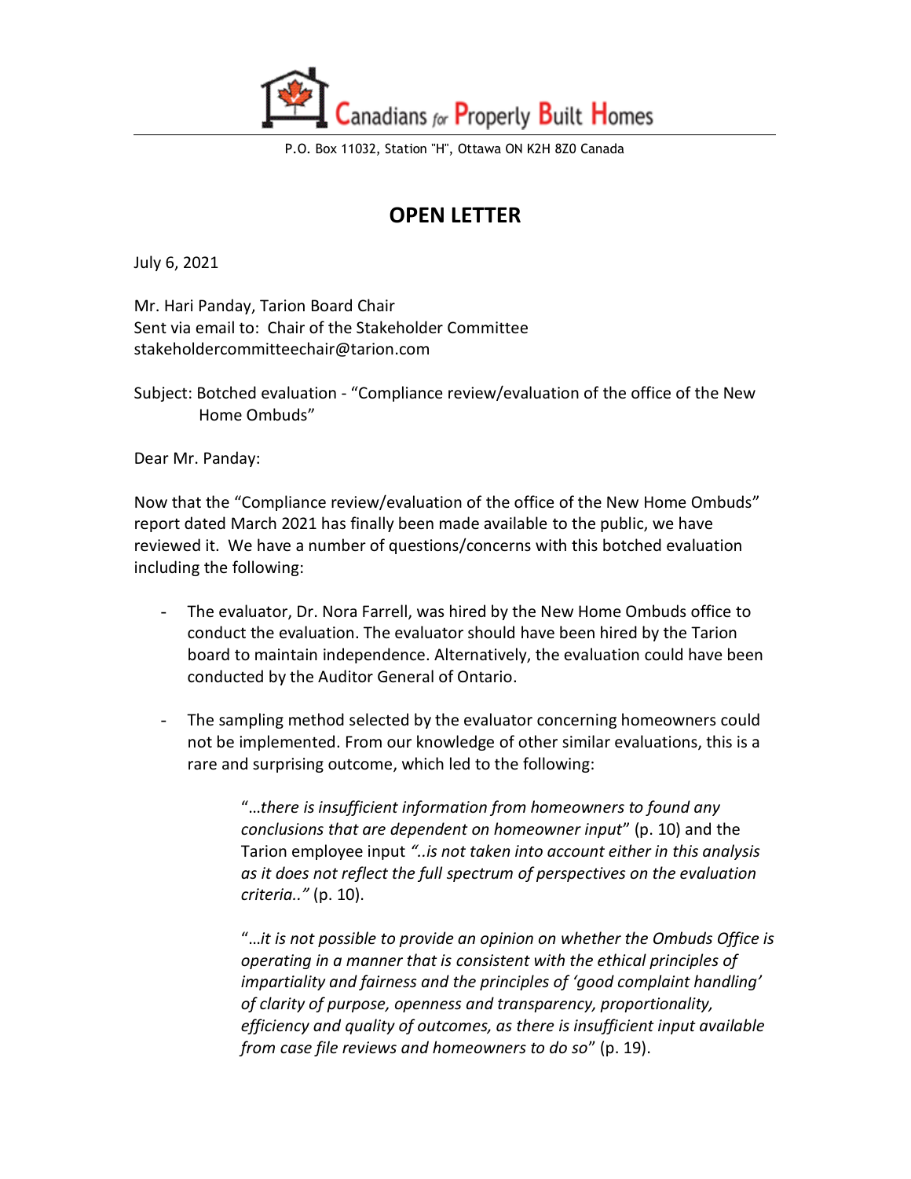Canadians for Properly Built Homes

P.O. Box 11032, Station "H", Ottawa ON K2H 8Z0 Canada

# OPEN LETTER

July 6, 2021

Mr. Hari Panday, Tarion Board Chair
Sent via email to: Chair of the Stakeholder Committee
stakeholdercommitteechair@tarion.com

Subject: Botched evaluation - "Compliance review/evaluation of the office of the New Home Ombuds"

Dear Mr. Panday:

Now that the "Compliance review/evaluation of the office of the New Home Ombuds" report dated March 2021 has finally been made available to the public, we have reviewed it. We have a number of questions/concerns with this botched evaluation including the following:

- The evaluator, Dr. Nora Farrell, was hired by the New Home Ombuds office to conduct the evaluation. The evaluator should have been hired by the Tarion board to maintain independence. Alternatively, the evaluation could have been conducted by the Auditor General of Ontario.

- The sampling method selected by the evaluator concerning homeowners could not be implemented. From our knowledge of other similar evaluations, this is a rare and surprising outcome, which led to the following:

  > "*…there is insufficient information from homeowners to found any conclusions that are dependent on homeowner input*" (p. 10) and the Tarion employee input *"..is not taken into account either in this analysis as it does not reflect the full spectrum of perspectives on the evaluation criteria.."* (p. 10).
  >
  > "*…it is not possible to provide an opinion on whether the Ombuds Office is operating in a manner that is consistent with the ethical principles of impartiality and fairness and the principles of 'good complaint handling' of clarity of purpose, openness and transparency, proportionality, efficiency and quality of outcomes, as there is insufficient input available from case file reviews and homeowners to do so*" (p. 19).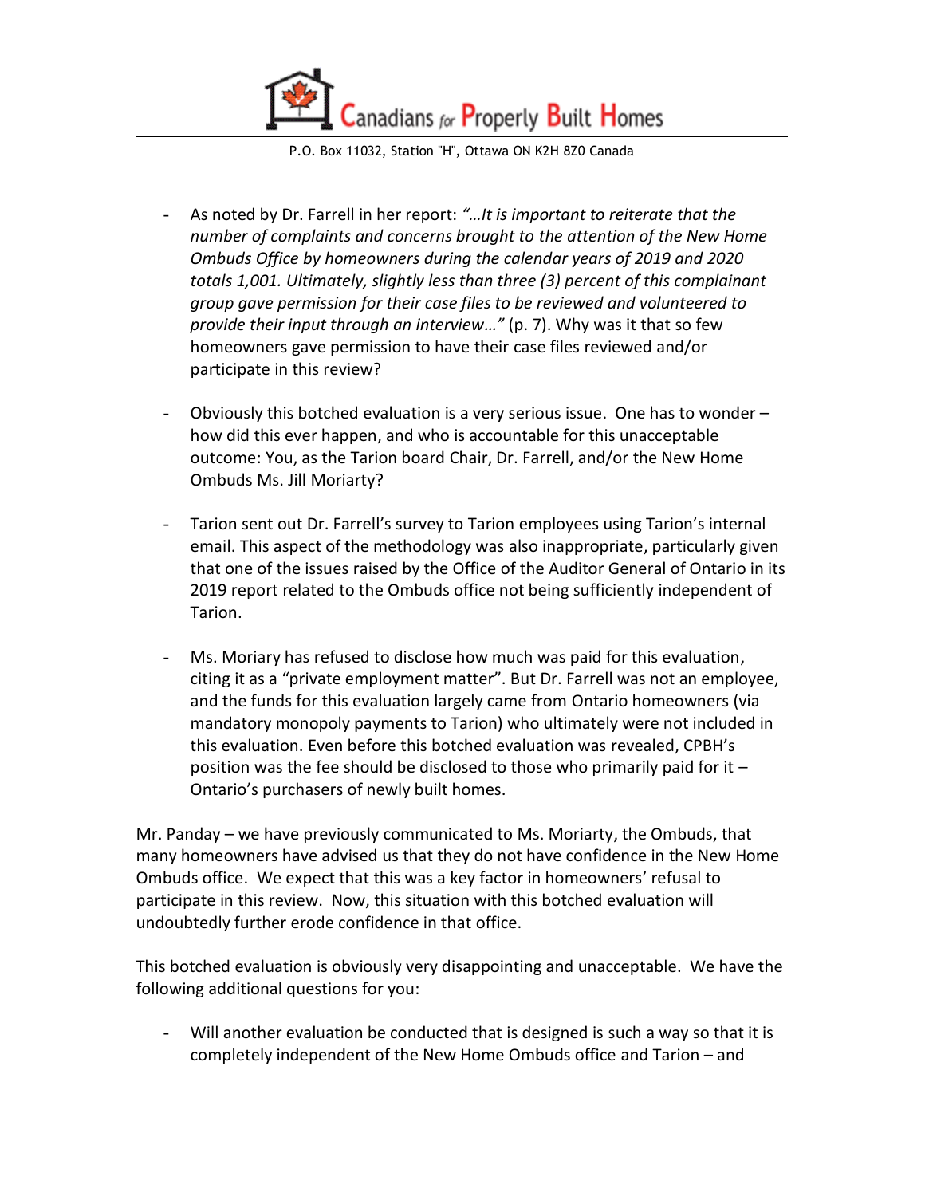- As noted by Dr. Farrell in her report: *"…It is important to reiterate that the number of complaints and concerns brought to the attention of the New Home Ombuds Office by homeowners during the calendar years of 2019 and 2020 totals 1,001. Ultimately, slightly less than three (3) percent of this complainant group gave permission for their case files to be reviewed and volunteered to provide their input through an interview…"* (p. 7). Why was it that so few homeowners gave permission to have their case files reviewed and/or participate in this review?

- Obviously this botched evaluation is a very serious issue. One has to wonder – how did this ever happen, and who is accountable for this unacceptable outcome: You, as the Tarion board Chair, Dr. Farrell, and/or the New Home Ombuds Ms. Jill Moriarty?

- Tarion sent out Dr. Farrell's survey to Tarion employees using Tarion's internal email. This aspect of the methodology was also inappropriate, particularly given that one of the issues raised by the Office of the Auditor General of Ontario in its 2019 report related to the Ombuds office not being sufficiently independent of Tarion.

- Ms. Moriary has refused to disclose how much was paid for this evaluation, citing it as a "private employment matter". But Dr. Farrell was not an employee, and the funds for this evaluation largely came from Ontario homeowners (via mandatory monopoly payments to Tarion) who ultimately were not included in this evaluation. Even before this botched evaluation was revealed, CPBH's position was the fee should be disclosed to those who primarily paid for it – Ontario's purchasers of newly built homes.

Mr. Panday – we have previously communicated to Ms. Moriarty, the Ombuds, that many homeowners have advised us that they do not have confidence in the New Home Ombuds office. We expect that this was a key factor in homeowners' refusal to participate in this review. Now, this situation with this botched evaluation will undoubtedly further erode confidence in that office.

This botched evaluation is obviously very disappointing and unacceptable. We have the following additional questions for you:

- Will another evaluation be conducted that is designed is such a way so that it is completely independent of the New Home Ombuds office and Tarion – and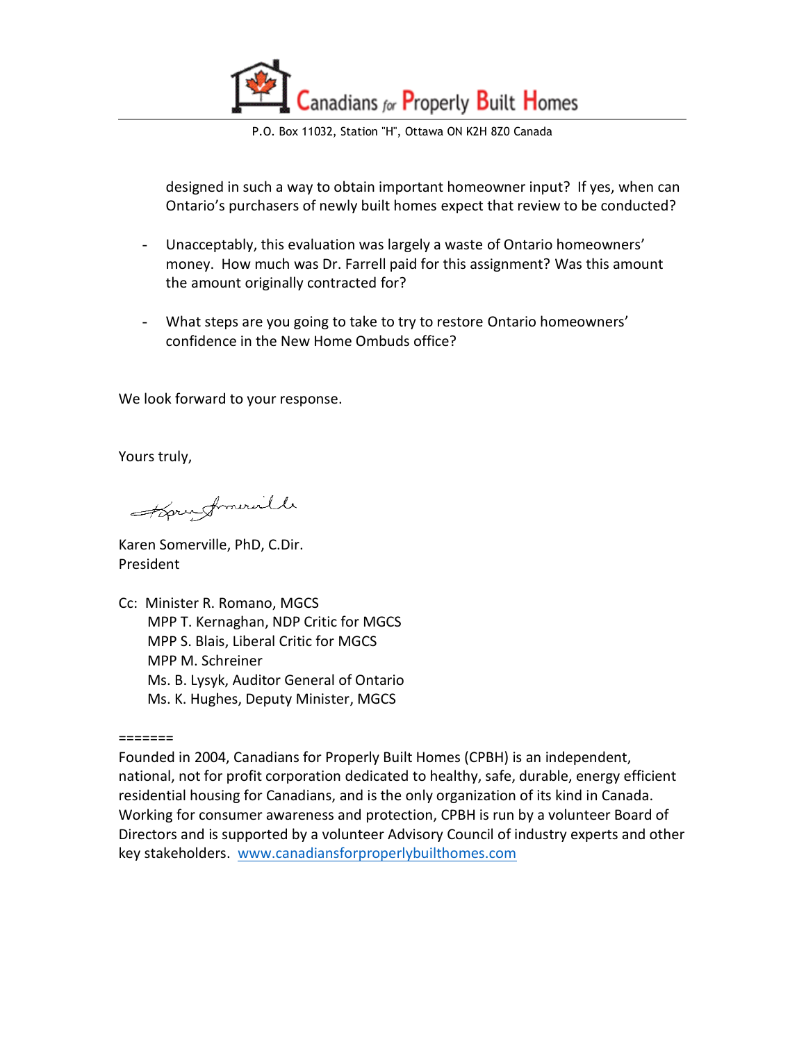designed in such a way to obtain important homeowner input? If yes, when can Ontario's purchasers of newly built homes expect that review to be conducted?

- Unacceptably, this evaluation was largely a waste of Ontario homeowners' money. How much was Dr. Farrell paid for this assignment? Was this amount the amount originally contracted for?

- What steps are you going to take to try to restore Ontario homeowners' confidence in the New Home Ombuds office?

We look forward to your response.

Yours truly,

Karen Somerville, PhD, C.Dir.
President

Cc: Minister R. Romano, MGCS
MPP T. Kernaghan, NDP Critic for MGCS
MPP S. Blais, Liberal Critic for MGCS
MPP M. Schreiner
Ms. B. Lysyk, Auditor General of Ontario
Ms. K. Hughes, Deputy Minister, MGCS

=======

Founded in 2004, Canadians for Properly Built Homes (CPBH) is an independent, national, not for profit corporation dedicated to healthy, safe, durable, energy efficient residential housing for Canadians, and is the only organization of its kind in Canada. Working for consumer awareness and protection, CPBH is run by a volunteer Board of Directors and is supported by a volunteer Advisory Council of industry experts and other key stakeholders. www.canadiansforproperlybuilthomes.com